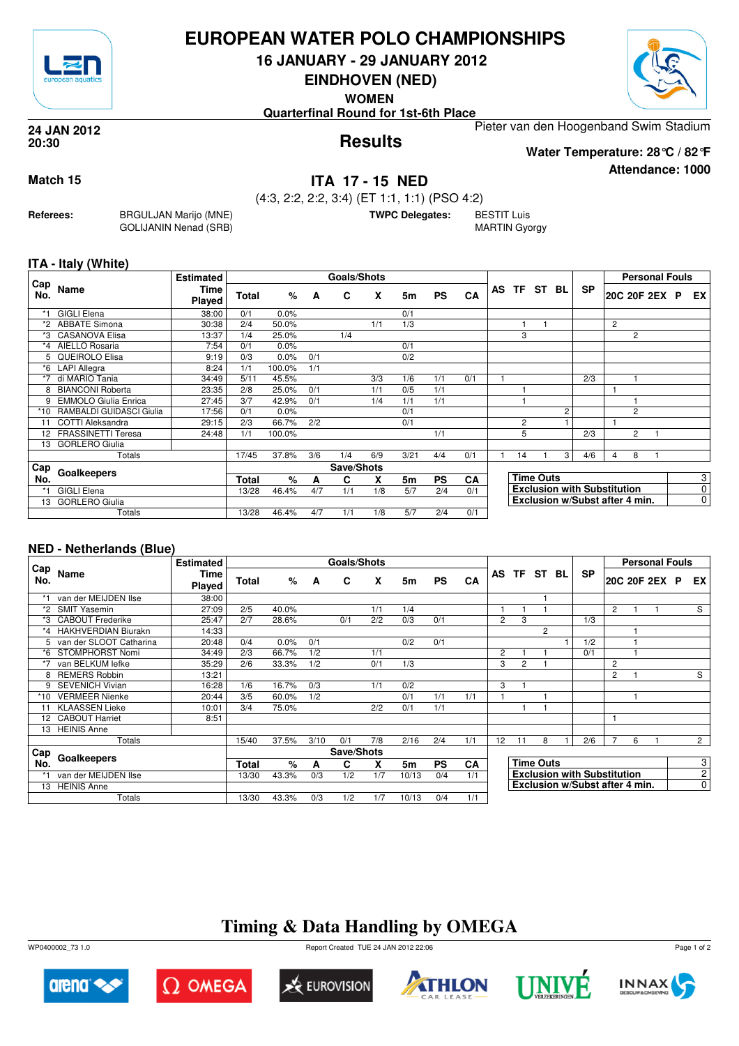# EUROPEAN WATER POLO CHAMPIONSHIPS

## 16 JANUARY - 29 JANUARY 2012

## EINDHOVEN (NED)

**WOMEN**

**Quarterfinal Round for 1st-6th Place**

**24 JAN 2012**
**20:30**

# Results

Pieter van den Hoogenband Swim Stadium

**Water Temperature: 28°C / 82°F**

**Attendance: 1000**

**Match 15**

## ITA 17 - 15 NED

(4:3, 2:2, 2:2, 3:4) (ET 1:1, 1:1) (PSO 4:2)

**Referees:** BRGULJAN Marijo (MNE), GOLIJANIN Nenad (SRB)

**TWPC Delegates:** BESTIT Luis, MARTIN Gyorgy

### ITA - Italy (White)

| Cap No. | Name | Estimated Time Played | Goals/Shots Total | % | A | C | X | 5m | PS | CA | AS | TF | ST | BL | SP | 20C | 20F | 2EX | P | EX |
|---|---|---|---|---|---|---|---|---|---|---|---|---|---|---|---|---|---|---|---|---|
| *1 | GIGLI Elena | 38:00 | 0/1 | 0.0% | | | | 0/1 | | | | | | | | | | | | |
| *2 | ABBATE Simona | 30:38 | 2/4 | 50.0% | | | 1/1 | 1/3 | | | | 1 | 1 | | | 2 | | | | |
| *3 | CASANOVA Elisa | 13:37 | 1/4 | 25.0% | | 1/4 | | | | | | 3 | | | | | 2 | | | |
| *4 | AIELLO Rosaria | 7:54 | 0/1 | 0.0% | | | | 0/1 | | | | | | | | | | | | |
| 5 | QUEIROLO Elisa | 9:19 | 0/3 | 0.0% | 0/1 | | | 0/2 | | | | | | | | | | | | |
| *6 | LAPI Allegra | 8:24 | 1/1 | 100.0% | 1/1 | | | | | | | | | | | | | | | |
| *7 | di MARIO Tania | 34:49 | 5/11 | 45.5% | | | 3/3 | 1/6 | 1/1 | 0/1 | 1 | | | | 2/3 | | 1 | | | |
| 8 | BIANCONI Roberta | 23:35 | 2/8 | 25.0% | 0/1 | | 1/1 | 0/5 | 1/1 | | | 1 | | | | 1 | | | | |
| 9 | EMMOLO Giulia Enrica | 27:45 | 3/7 | 42.9% | 0/1 | | 1/4 | 1/1 | 1/1 | | | 1 | | | | | 1 | | | |
| *10 | RAMBALDI GUIDASCI Giulia | 17:56 | 0/1 | 0.0% | | | | 0/1 | | | | | | 2 | | | 2 | | | |
| 11 | COTTI Aleksandra | 29:15 | 2/3 | 66.7% | 2/2 | | | 0/1 | | | | 2 | | 1 | | 1 | | | | |
| 12 | FRASSINETTI Teresa | 24:48 | 1/1 | 100.0% | | | | | 1/1 | | | 5 | | | 2/3 | | 2 | 1 | | |
| 13 | GORLERO Giulia | | | | | | | | | | | | | | | | | | | |
| | Totals | | 17/45 | 37.8% | 3/6 | 1/4 | 6/9 | 3/21 | 4/4 | 0/1 | 1 | 14 | 1 | 3 | 4/6 | 4 | 8 | 1 | | |

| Cap No. | Goalkeepers | Save/Shots Total | % | A | C | X | 5m | PS | CA |
|---|---|---|---|---|---|---|---|---|---|
| *1 | GIGLI Elena | 13/28 | 46.4% | 4/7 | 1/1 | 1/8 | 5/7 | 2/4 | 0/1 |
| 13 | GORLERO Giulia | | | | | | | | |
| | Totals | 13/28 | 46.4% | 4/7 | 1/1 | 1/8 | 5/7 | 2/4 | 0/1 |

| | |
|---|---|
| Time Outs | 3 |
| Exclusion with Substitution | 0 |
| Exclusion w/Subst after 4 min. | 0 |

### NED - Netherlands (Blue)

| Cap No. | Name | Estimated Time Played | Goals/Shots Total | % | A | C | X | 5m | PS | CA | AS | TF | ST | BL | SP | 20C | 20F | 2EX | P | EX |
|---|---|---|---|---|---|---|---|---|---|---|---|---|---|---|---|---|---|---|---|---|
| *1 | van der MEIJDEN Ilse | 38:00 | | | | | | | | | | | 1 | | | | | | | |
| *2 | SMIT Yasemin | 27:09 | 2/5 | 40.0% | | | 1/1 | 1/4 | | | 1 | 1 | 1 | | | 2 | 1 | 1 | | S |
| *3 | CABOUT Frederike | 25:47 | 2/7 | 28.6% | | 0/1 | 2/2 | 0/3 | 0/1 | | 2 | 3 | | | 1/3 | | | | | |
| *4 | HAKHVERDIAN Biurakn | 14:33 | | | | | | | | | | | 2 | | | | 1 | | | |
| 5 | van der SLOOT Catharina | 20:48 | 0/4 | 0.0% | 0/1 | | | 0/2 | 0/1 | | | | | 1 | 1/2 | | 1 | | | |
| *6 | STOMPHORST Nomi | 34:49 | 2/3 | 66.7% | 1/2 | | 1/1 | | | | 2 | 1 | 1 | | 0/1 | | 1 | | | |
| *7 | van BELKUM Iefke | 35:29 | 2/6 | 33.3% | 1/2 | | 0/1 | 1/3 | | | 3 | 2 | 1 | | | 2 | | | | |
| 8 | REMERS Robbin | 13:21 | | | | | | | | | | | | | | 2 | 1 | | | S |
| 9 | SEVENICH Vivian | 16:28 | 1/6 | 16.7% | 0/3 | | 1/1 | 0/2 | | | 3 | 1 | | | | | | | | |
| *10 | VERMEER Nienke | 20:44 | 3/5 | 60.0% | 1/2 | | | 0/1 | 1/1 | 1/1 | 1 | | 1 | | | | 1 | | | |
| 11 | KLAASSEN Lieke | 10:01 | 3/4 | 75.0% | | | 2/2 | 0/1 | 1/1 | | | 1 | 1 | | | | | | | |
| 12 | CABOUT Harriet | 8:51 | | | | | | | | | | | | | | 1 | | | | |
| 13 | HEINIS Anne | | | | | | | | | | | | | | | | | | | |
| | Totals | | 15/40 | 37.5% | 3/10 | 0/1 | 7/8 | 2/16 | 2/4 | 1/1 | 12 | 11 | 8 | 1 | 2/6 | 7 | 6 | 1 | | 2 |

| Cap No. | Goalkeepers | Save/Shots Total | % | A | C | X | 5m | PS | CA |
|---|---|---|---|---|---|---|---|---|---|
| *1 | van der MEIJDEN Ilse | 13/30 | 43.3% | 0/3 | 1/2 | 1/7 | 10/13 | 0/4 | 1/1 |
| 13 | HEINIS Anne | | | | | | | | |
| | Totals | 13/30 | 43.3% | 0/3 | 1/2 | 1/7 | 10/13 | 0/4 | 1/1 |

| | |
|---|---|
| Time Outs | 3 |
| Exclusion with Substitution | 2 |
| Exclusion w/Subst after 4 min. | 0 |

## Timing & Data Handling by OMEGA

WP0400002_73 1.0 — Report Created TUE 24 JAN 2012 22:06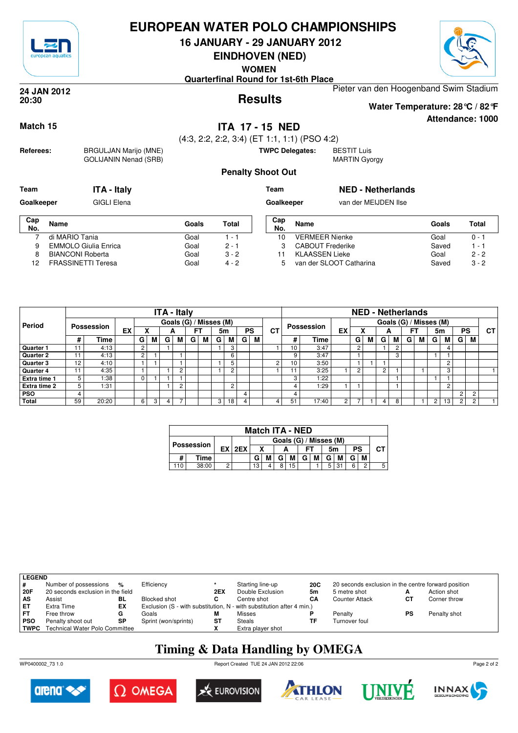# EUROPEAN WATER POLO CHAMPIONSHIPS

## 16 JANUARY - 29 JANUARY 2012

## EINDHOVEN (NED)

**WOMEN**

**Quarterfinal Round for 1st-6th Place**

**24 JAN 2012**
**20:30**

Pieter van den Hoogenband Swim Stadium

## Results

**Water Temperature: 28°C / 82°F**

**Attendance: 1000**

**Match 15**

## ITA 17 - 15 NED

(4:3, 2:2, 2:2, 3:4) (ET 1:1, 1:1) (PSO 4:2)

**Referees:** BRGULJAN Marijo (MNE), GOLIJANIN Nenad (SRB)

**TWPC Delegates:** BESTIT Luis, MARTIN Gyorgy

### Penalty Shoot Out

**Team:** ITA - Italy
**Goalkeeper:** GIGLI Elena

| Cap No. | Name | Goals | Total |
|---|---|---|---|
| 7 | di MARIO Tania | Goal | 1 - 1 |
| 9 | EMMOLO Giulia Enrica | Goal | 2 - 1 |
| 8 | BIANCONI Roberta | Goal | 3 - 2 |
| 12 | FRASSINETTI Teresa | Goal | 4 - 2 |

**Team:** NED - Netherlands
**Goalkeeper:** van der MEIJDEN Ilse

| Cap No. | Name | Goals | Total |
|---|---|---|---|
| 10 | VERMEER Nienke | Goal | 0 - 1 |
| 3 | CABOUT Frederike | Saved | 1 - 1 |
| 11 | KLAASSEN Lieke | Goal | 2 - 2 |
| 5 | van der SLOOT Catharina | Saved | 3 - 2 |

### ITA - Italy

| Period | Possession | | EX | Goals (G) / Misses (M) | | | | | | | | | | CT |
|---|---|---|---|---|---|---|---|---|---|---|---|---|---|---|
| | | | | X | | A | | FT | | 5m | | PS | | |
| | # | Time | | G | M | G | M | G | M | G | M | G | M | |
| Quarter 1 | 11 | 4:13 | | 2 | | 1 | | | | 1 | 3 | | | 1 |
| Quarter 2 | 11 | 4:13 | | 2 | 1 | | 1 | | | | 6 | | | |
| Quarter 3 | 12 | 4:10 | | 1 | 1 | | 1 | | | 1 | 5 | | | 2 |
| Quarter 4 | 11 | 4:35 | | 1 | | 1 | 2 | | | 1 | 2 | | | 1 |
| Extra time 1 | 5 | 1:38 | | 0 | 1 | 1 | 1 | | | | | | | |
| Extra time 2 | 5 | 1:31 | | | | 1 | 2 | | | | 2 | | | |
| PSO | 4 | | | | | | | | | | | 4 | | |
| Total | 59 | 20:20 | | 6 | 3 | 4 | 7 | | | 3 | 18 | 4 | | 4 |

### NED - Netherlands

| Period | Possession | | EX | Goals (G) / Misses (M) | | | | | | | | | | CT |
|---|---|---|---|---|---|---|---|---|---|---|---|---|---|---|
| | | | | X | | A | | FT | | 5m | | PS | | |
| | # | Time | | G | M | G | M | G | M | G | M | G | M | |
| Quarter 1 | 10 | 3:47 | | 2 | | 1 | 2 | | | | 4 | | | |
| Quarter 2 | 9 | 3:47 | | 1 | | | 3 | | | 1 | 1 | | | |
| Quarter 3 | 10 | 3:50 | | 1 | 1 | 1 | | | | | 2 | | | |
| Quarter 4 | 11 | 3:25 | 1 | 2 | | 2 | 1 | | 1 | | 3 | | | 1 |
| Extra time 1 | 3 | 1:22 | | | | | 1 | | | 1 | 1 | | | |
| Extra time 2 | 4 | 1:29 | 1 | 1 | | | 1 | | | | 2 | | | |
| PSO | 4 | | | | | | | | | | | 2 | 2 | |
| Total | 51 | 17:40 | 2 | 7 | 1 | 4 | 8 | | 1 | 2 | 13 | 2 | 2 | 1 |

### Match ITA - NED

| Possession | | EX | 2EX | Goals (G) / Misses (M) | | | | | | | | | | CT |
|---|---|---|---|---|---|---|---|---|---|---|---|---|---|---|
| | | | | X | | A | | FT | | 5m | | PS | | |
| # | Time | | | G | M | G | M | G | M | G | M | G | M | |
| 110 | 38:00 | 2 | | 13 | 4 | 8 | 15 | | 1 | 5 | 31 | 6 | 2 | 5 |

**LEGEND**

| | | | | | | | | | |
|---|---|---|---|---|---|---|---|---|---|
| # | Number of possessions | % | Efficiency | * | Starting line-up | 20C | 20 seconds exclusion in the centre forward position | | |
| 20F | 20 seconds exclusion in the field | | | 2EX | Double Exclusion | 5m | 5 metre shot | A | Action shot |
| AS | Assist | BL | Blocked shot | C | Centre shot | CA | Counter Attack | CT | Corner throw |
| ET | Extra Time | EX | Exclusion (S - with substitution, N - with substitution after 4 min.) | | | | | | |
| FT | Free throw | G | Goals | M | Misses | P | Penalty | PS | Penalty shot |
| PSO | Penalty shoot out | SP | Sprint (won/sprints) | ST | Steals | TF | Turnover foul | | |
| TWPC | Technical Water Polo Committee | | | X | Extra player shot | | | | |

## Timing & Data Handling by OMEGA

WP0400002_73 1.0 Report Created TUE 24 JAN 2012 22:06